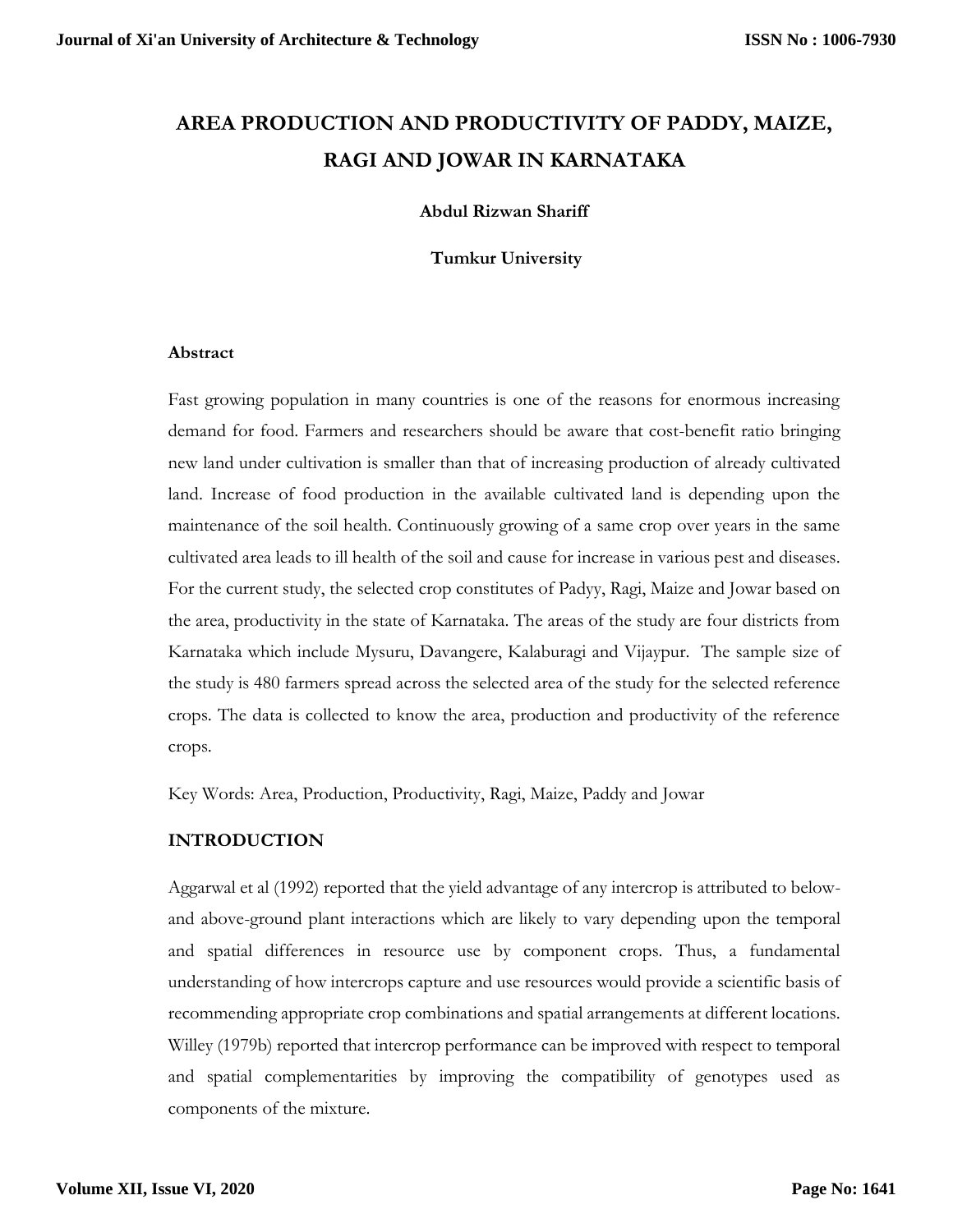# AREA PRODUCTION AND PRODUCTIVITY OF PADDY, MAIZE, RAGI AND JOWAR IN KARNATAKA

**Abdul Rizwan Shariff**

**Tumkur University**

### Abstract

Fast growing population in many countries is one of the reasons for enormous increasing demand for food. Farmers and researchers should be aware that cost-benefit ratio bringing new land under cultivation is smaller than that of increasing production of already cultivated land. Increase of food production in the available cultivated land is depending upon the maintenance of the soil health. Continuously growing of a same crop over years in the same cultivated area leads to ill health of the soil and cause for increase in various pest and diseases. For the current study, the selected crop constitutes of Padyy, Ragi, Maize and Jowar based on the area, productivity in the state of Karnataka. The areas of the study are four districts from Karnataka which include Mysuru, Davangere, Kalaburagi and Vijaypur. The sample size of the study is 480 farmers spread across the selected area of the study for the selected reference crops. The data is collected to know the area, production and productivity of the reference crops.

Key Words: Area, Production, Productivity, Ragi, Maize, Paddy and Jowar

## INTRODUCTION

Aggarwal et al (1992) reported that the yield advantage of any intercrop is attributed to below- and above-ground plant interactions which are likely to vary depending upon the temporal and spatial differences in resource use by component crops. Thus, a fundamental understanding of how intercrops capture and use resources would provide a scientific basis of recommending appropriate crop combinations and spatial arrangements at different locations. Willey (1979b) reported that intercrop performance can be improved with respect to temporal and spatial complementarities by improving the compatibility of genotypes used as components of the mixture.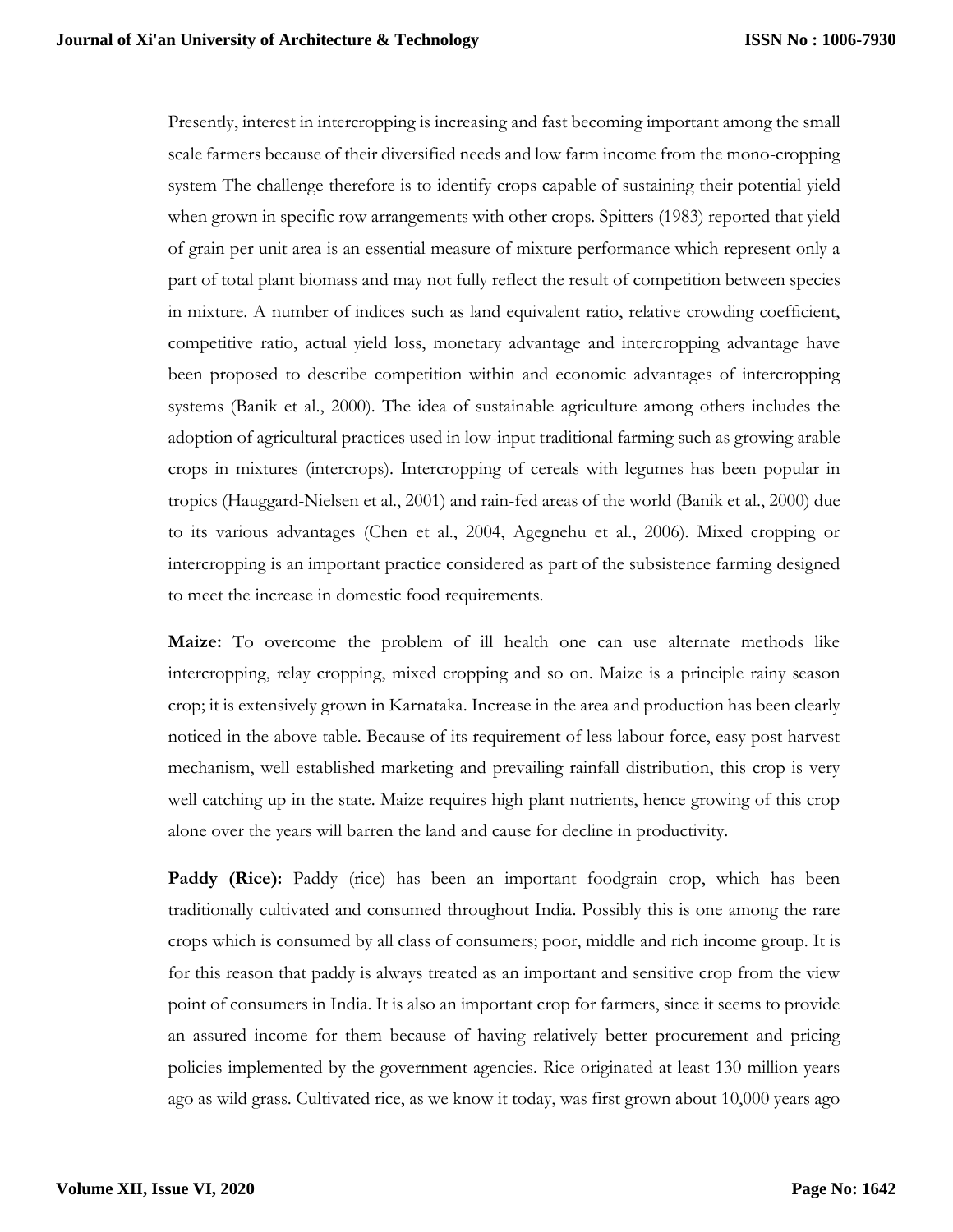Presently, interest in intercropping is increasing and fast becoming important among the small scale farmers because of their diversified needs and low farm income from the mono-cropping system The challenge therefore is to identify crops capable of sustaining their potential yield when grown in specific row arrangements with other crops. Spitters (1983) reported that yield of grain per unit area is an essential measure of mixture performance which represent only a part of total plant biomass and may not fully reflect the result of competition between species in mixture. A number of indices such as land equivalent ratio, relative crowding coefficient, competitive ratio, actual yield loss, monetary advantage and intercropping advantage have been proposed to describe competition within and economic advantages of intercropping systems (Banik et al., 2000). The idea of sustainable agriculture among others includes the adoption of agricultural practices used in low-input traditional farming such as growing arable crops in mixtures (intercrops). Intercropping of cereals with legumes has been popular in tropics (Hauggard-Nielsen et al., 2001) and rain-fed areas of the world (Banik et al., 2000) due to its various advantages (Chen et al., 2004, Agegnehu et al., 2006). Mixed cropping or intercropping is an important practice considered as part of the subsistence farming designed to meet the increase in domestic food requirements.

**Maize:** To overcome the problem of ill health one can use alternate methods like intercropping, relay cropping, mixed cropping and so on. Maize is a principle rainy season crop; it is extensively grown in Karnataka. Increase in the area and production has been clearly noticed in the above table. Because of its requirement of less labour force, easy post harvest mechanism, well established marketing and prevailing rainfall distribution, this crop is very well catching up in the state. Maize requires high plant nutrients, hence growing of this crop alone over the years will barren the land and cause for decline in productivity.

**Paddy (Rice):** Paddy (rice) has been an important foodgrain crop, which has been traditionally cultivated and consumed throughout India. Possibly this is one among the rare crops which is consumed by all class of consumers; poor, middle and rich income group. It is for this reason that paddy is always treated as an important and sensitive crop from the view point of consumers in India. It is also an important crop for farmers, since it seems to provide an assured income for them because of having relatively better procurement and pricing policies implemented by the government agencies. Rice originated at least 130 million years ago as wild grass. Cultivated rice, as we know it today, was first grown about 10,000 years ago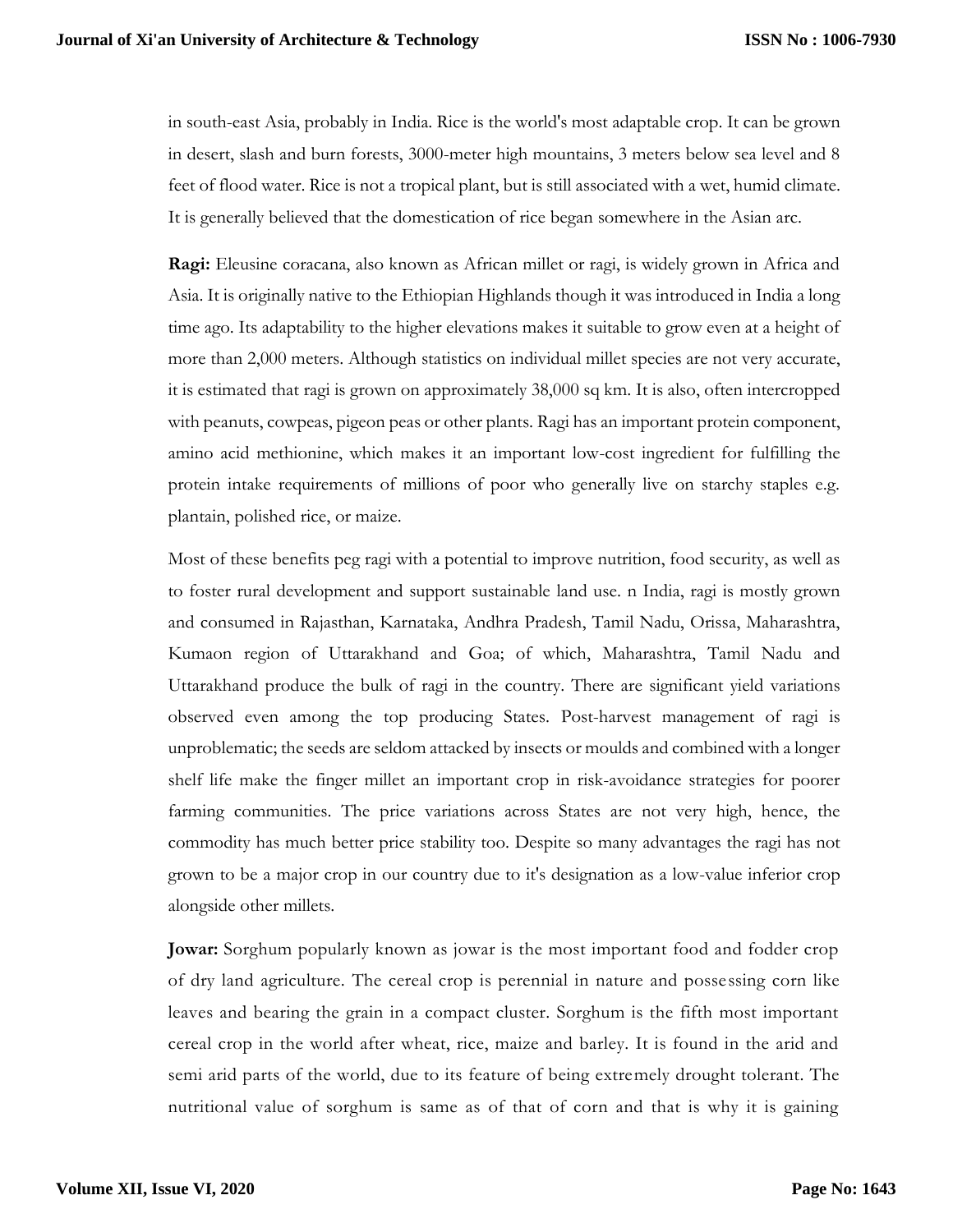in south-east Asia, probably in India. Rice is the world's most adaptable crop. It can be grown in desert, slash and burn forests, 3000-meter high mountains, 3 meters below sea level and 8 feet of flood water. Rice is not a tropical plant, but is still associated with a wet, humid climate. It is generally believed that the domestication of rice began somewhere in the Asian arc.

**Ragi:** Eleusine coracana, also known as African millet or ragi, is widely grown in Africa and Asia. It is originally native to the Ethiopian Highlands though it was introduced in India a long time ago. Its adaptability to the higher elevations makes it suitable to grow even at a height of more than 2,000 meters. Although statistics on individual millet species are not very accurate, it is estimated that ragi is grown on approximately 38,000 sq km. It is also, often intercropped with peanuts, cowpeas, pigeon peas or other plants. Ragi has an important protein component, amino acid methionine, which makes it an important low-cost ingredient for fulfilling the protein intake requirements of millions of poor who generally live on starchy staples e.g. plantain, polished rice, or maize.

Most of these benefits peg ragi with a potential to improve nutrition, food security, as well as to foster rural development and support sustainable land use. n India, ragi is mostly grown and consumed in Rajasthan, Karnataka, Andhra Pradesh, Tamil Nadu, Orissa, Maharashtra, Kumaon region of Uttarakhand and Goa; of which, Maharashtra, Tamil Nadu and Uttarakhand produce the bulk of ragi in the country. There are significant yield variations observed even among the top producing States. Post-harvest management of ragi is unproblematic; the seeds are seldom attacked by insects or moulds and combined with a longer shelf life make the finger millet an important crop in risk-avoidance strategies for poorer farming communities. The price variations across States are not very high, hence, the commodity has much better price stability too. Despite so many advantages the ragi has not grown to be a major crop in our country due to it's designation as a low-value inferior crop alongside other millets.

**Jowar:** Sorghum popularly known as jowar is the most important food and fodder crop of dry land agriculture. The cereal crop is perennial in nature and possessing corn like leaves and bearing the grain in a compact cluster. Sorghum is the fifth most important cereal crop in the world after wheat, rice, maize and barley. It is found in the arid and semi arid parts of the world, due to its feature of being extremely drought tolerant. The nutritional value of sorghum is same as of that of corn and that is why it is gaining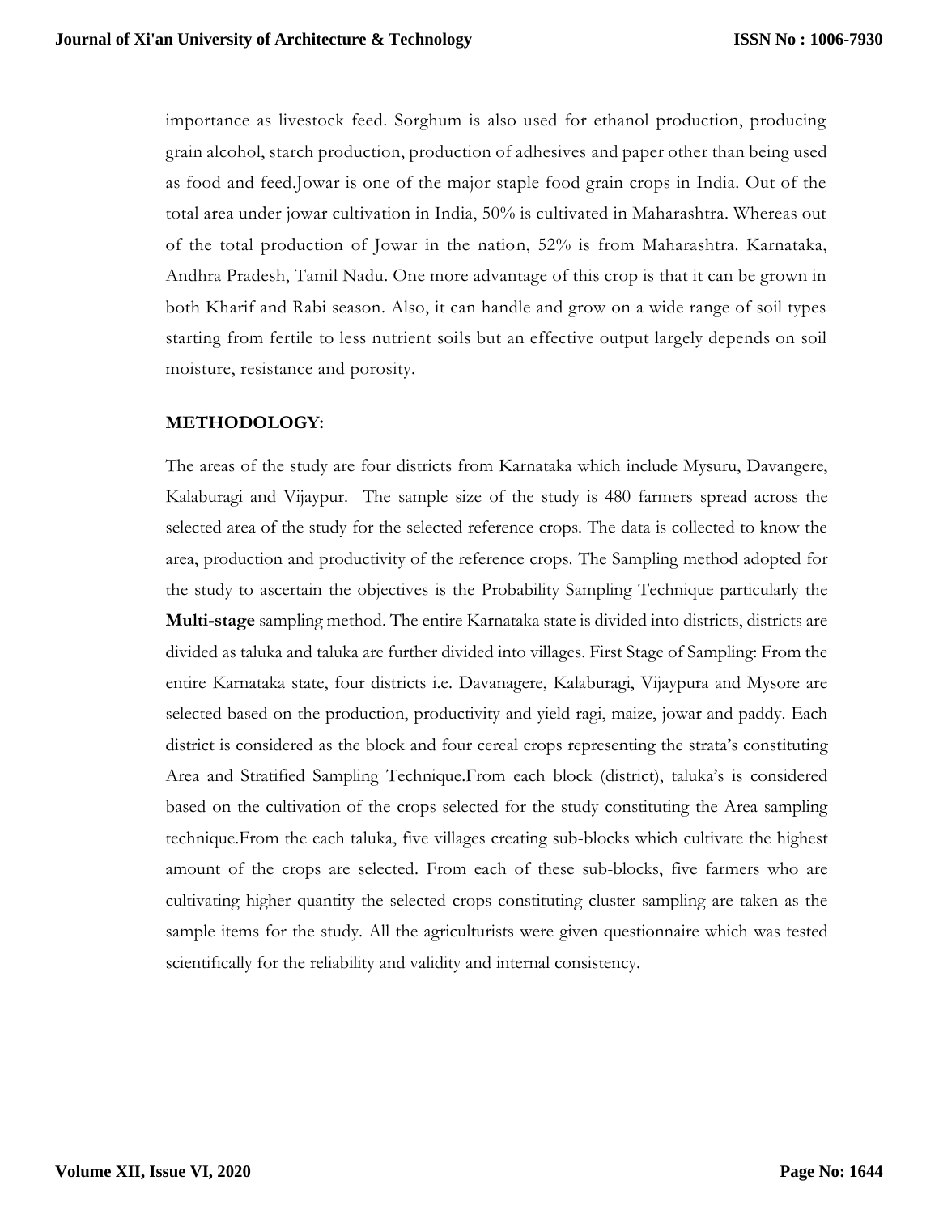importance as livestock feed. Sorghum is also used for ethanol production, producing grain alcohol, starch production, production of adhesives and paper other than being used as food and feed.Jowar is one of the major staple food grain crops in India. Out of the total area under jowar cultivation in India, 50% is cultivated in Maharashtra. Whereas out of the total production of Jowar in the nation, 52% is from Maharashtra. Karnataka, Andhra Pradesh, Tamil Nadu. One more advantage of this crop is that it can be grown in both Kharif and Rabi season. Also, it can handle and grow on a wide range of soil types starting from fertile to less nutrient soils but an effective output largely depends on soil moisture, resistance and porosity.

## METHODOLOGY:

The areas of the study are four districts from Karnataka which include Mysuru, Davangere, Kalaburagi and Vijaypur. The sample size of the study is 480 farmers spread across the selected area of the study for the selected reference crops. The data is collected to know the area, production and productivity of the reference crops. The Sampling method adopted for the study to ascertain the objectives is the Probability Sampling Technique particularly the **Multi-stage** sampling method. The entire Karnataka state is divided into districts, districts are divided as taluka and taluka are further divided into villages. First Stage of Sampling: From the entire Karnataka state, four districts i.e. Davanagere, Kalaburagi, Vijaypura and Mysore are selected based on the production, productivity and yield ragi, maize, jowar and paddy. Each district is considered as the block and four cereal crops representing the strata's constituting Area and Stratified Sampling Technique.From each block (district), taluka's is considered based on the cultivation of the crops selected for the study constituting the Area sampling technique.From the each taluka, five villages creating sub-blocks which cultivate the highest amount of the crops are selected. From each of these sub-blocks, five farmers who are cultivating higher quantity the selected crops constituting cluster sampling are taken as the sample items for the study. All the agriculturists were given questionnaire which was tested scientifically for the reliability and validity and internal consistency.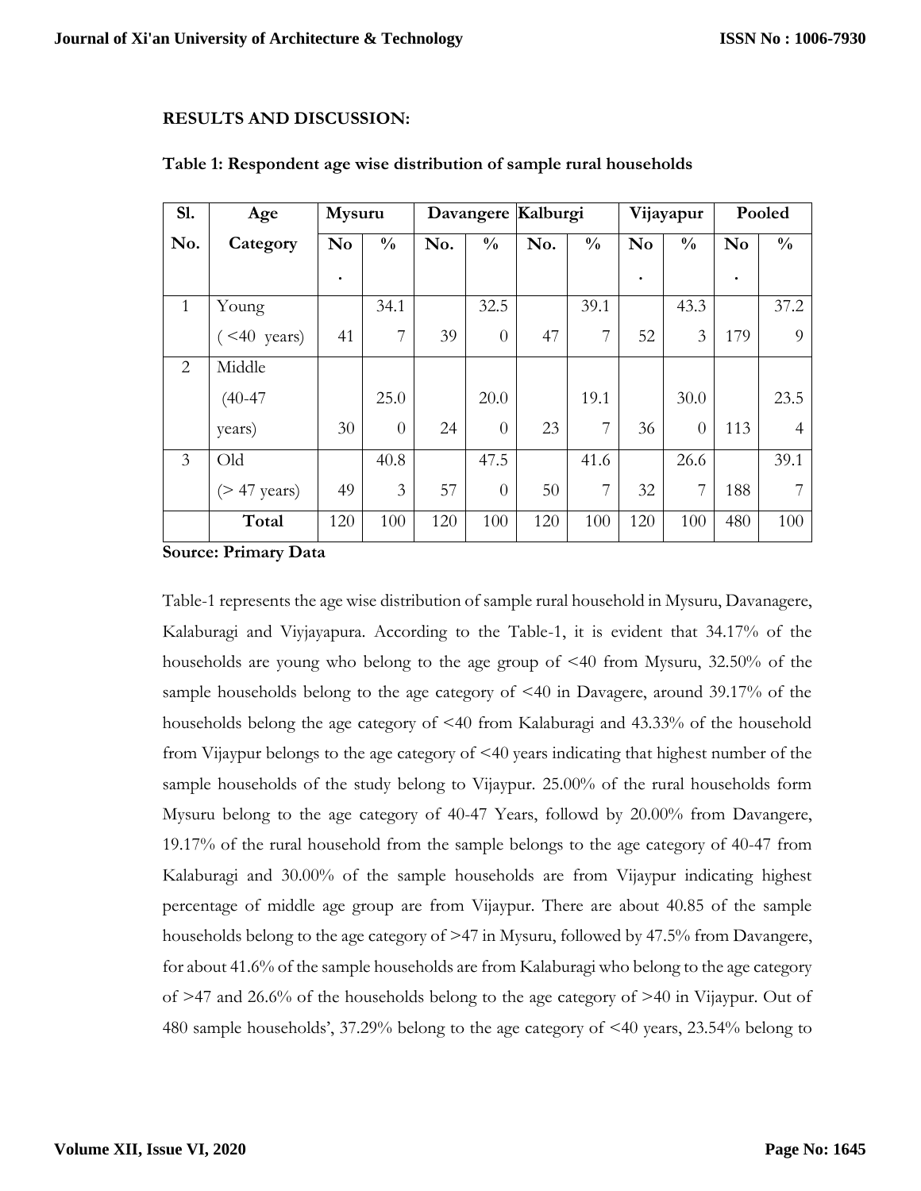**RESULTS AND DISCUSSION:**

**Table 1: Respondent age wise distribution of sample rural households**

| Sl. No. | Age Category | Mysuru | | Davangere | | Kalburgi | | Vijayapur | | Pooled | |
|---|---|---|---|---|---|---|---|---|---|---|---|
| | | No. | % | No. | % | No. | % | No. | % | No. | % |
| 1 | Young ( <40 years) | 41 | 34.17 | 39 | 32.50 | 47 | 39.17 | 52 | 43.33 | 179 | 37.29 |
| 2 | Middle (40-47 years) | 30 | 25.00 | 24 | 20.00 | 23 | 19.17 | 36 | 30.00 | 113 | 23.54 |
| 3 | Old (> 47 years) | 49 | 40.83 | 57 | 47.50 | 50 | 41.67 | 32 | 26.67 | 188 | 39.17 |
| | **Total** | 120 | 100 | 120 | 100 | 120 | 100 | 120 | 100 | 480 | 100 |

**Source: Primary Data**

Table-1 represents the age wise distribution of sample rural household in Mysuru, Davanagere, Kalaburagi and Viyjayapura. According to the Table-1, it is evident that 34.17% of the households are young who belong to the age group of <40 from Mysuru, 32.50% of the sample households belong to the age category of <40 in Davagere, around 39.17% of the households belong the age category of <40 from Kalaburagi and 43.33% of the household from Vijaypur belongs to the age category of <40 years indicating that highest number of the sample households of the study belong to Vijaypur. 25.00% of the rural households form Mysuru belong to the age category of 40-47 Years, followd by 20.00% from Davangere, 19.17% of the rural household from the sample belongs to the age category of 40-47 from Kalaburagi and 30.00% of the sample households are from Vijaypur indicating highest percentage of middle age group are from Vijaypur. There are about 40.85 of the sample households belong to the age category of >47 in Mysuru, followed by 47.5% from Davangere, for about 41.6% of the sample households are from Kalaburagi who belong to the age category of >47 and 26.6% of the households belong to the age category of >40 in Vijaypur. Out of 480 sample households', 37.29% belong to the age category of <40 years, 23.54% belong to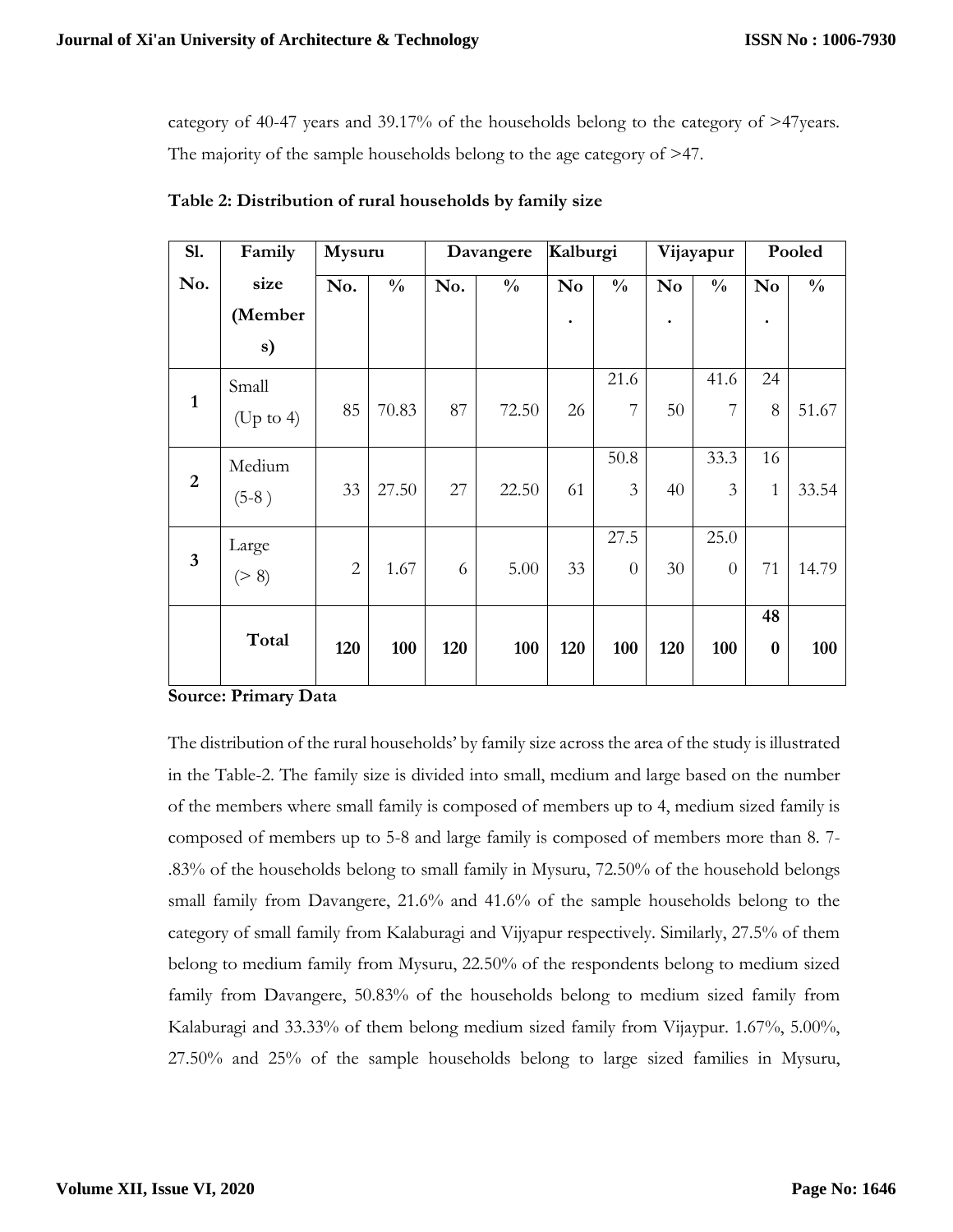category of 40-47 years and 39.17% of the households belong to the category of >47years. The majority of the sample households belong to the age category of >47.

**Table 2: Distribution of rural households by family size**

| Sl. No. | Family size (Members) | Mysuru | | Davangere | | Kalburgi | | Vijayapur | | Pooled | |
|---|---|---|---|---|---|---|---|---|---|---|---|
| | | No. | % | No. | % | No. | % | No. | % | No. | % |
| 1 | Small (Up to 4) | 85 | 70.83 | 87 | 72.50 | 26 | 21.67 | 50 | 41.67 | 248 | 51.67 |
| 2 | Medium (5-8 ) | 33 | 27.50 | 27 | 22.50 | 61 | 50.83 | 40 | 33.33 | 161 | 33.54 |
| 3 | Large (> 8) | 2 | 1.67 | 6 | 5.00 | 33 | 27.50 | 30 | 25.00 | 71 | 14.79 |
| | **Total** | **120** | **100** | **120** | **100** | **120** | **100** | **120** | **100** | **480** | **100** |

**Source: Primary Data**

The distribution of the rural households' by family size across the area of the study is illustrated in the Table-2. The family size is divided into small, medium and large based on the number of the members where small family is composed of members up to 4, medium sized family is composed of members up to 5-8 and large family is composed of members more than 8. 7-.83% of the households belong to small family in Mysuru, 72.50% of the household belongs small family from Davangere, 21.6% and 41.6% of the sample households belong to the category of small family from Kalaburagi and Vijyapur respectively. Similarly, 27.5% of them belong to medium family from Mysuru, 22.50% of the respondents belong to medium sized family from Davangere, 50.83% of the households belong to medium sized family from Kalaburagi and 33.33% of them belong medium sized family from Vijaypur. 1.67%, 5.00%, 27.50% and 25% of the sample households belong to large sized families in Mysuru,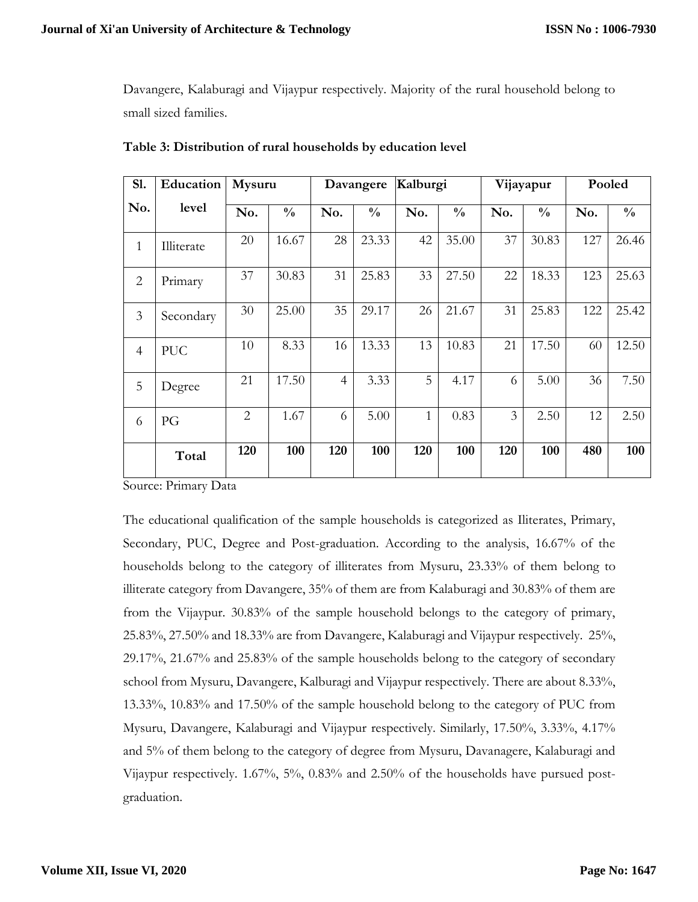Davangere, Kalaburagi and Vijaypur respectively. Majority of the rural household belong to small sized families.

**Table 3: Distribution of rural households by education level**

| Sl. No. | Education level | Mysuru | | Davangere | | Kalburgi | | Vijayapur | | Pooled | |
|---|---|---|---|---|---|---|---|---|---|---|---|
| | | No. | % | No. | % | No. | % | No. | % | No. | % |
| 1 | Illiterate | 20 | 16.67 | 28 | 23.33 | 42 | 35.00 | 37 | 30.83 | 127 | 26.46 |
| 2 | Primary | 37 | 30.83 | 31 | 25.83 | 33 | 27.50 | 22 | 18.33 | 123 | 25.63 |
| 3 | Secondary | 30 | 25.00 | 35 | 29.17 | 26 | 21.67 | 31 | 25.83 | 122 | 25.42 |
| 4 | PUC | 10 | 8.33 | 16 | 13.33 | 13 | 10.83 | 21 | 17.50 | 60 | 12.50 |
| 5 | Degree | 21 | 17.50 | 4 | 3.33 | 5 | 4.17 | 6 | 5.00 | 36 | 7.50 |
| 6 | PG | 2 | 1.67 | 6 | 5.00 | 1 | 0.83 | 3 | 2.50 | 12 | 2.50 |
| | **Total** | **120** | **100** | **120** | **100** | **120** | **100** | **120** | **100** | **480** | **100** |

Source: Primary Data

The educational qualification of the sample households is categorized as Iliterates, Primary, Secondary, PUC, Degree and Post-graduation. According to the analysis, 16.67% of the households belong to the category of illiterates from Mysuru, 23.33% of them belong to illiterate category from Davangere, 35% of them are from Kalaburagi and 30.83% of them are from the Vijaypur. 30.83% of the sample household belongs to the category of primary, 25.83%, 27.50% and 18.33% are from Davangere, Kalaburagi and Vijaypur respectively. 25%, 29.17%, 21.67% and 25.83% of the sample households belong to the category of secondary school from Mysuru, Davangere, Kalburgi and Vijaypur respectively. There are about 8.33%, 13.33%, 10.83% and 17.50% of the sample household belong to the category of PUC from Mysuru, Davangere, Kalaburagi and Vijaypur respectively. Similarly, 17.50%, 3.33%, 4.17% and 5% of them belong to the category of degree from Mysuru, Davanagere, Kalaburagi and Vijaypur respectively. 1.67%, 5%, 0.83% and 2.50% of the households have pursued post-graduation.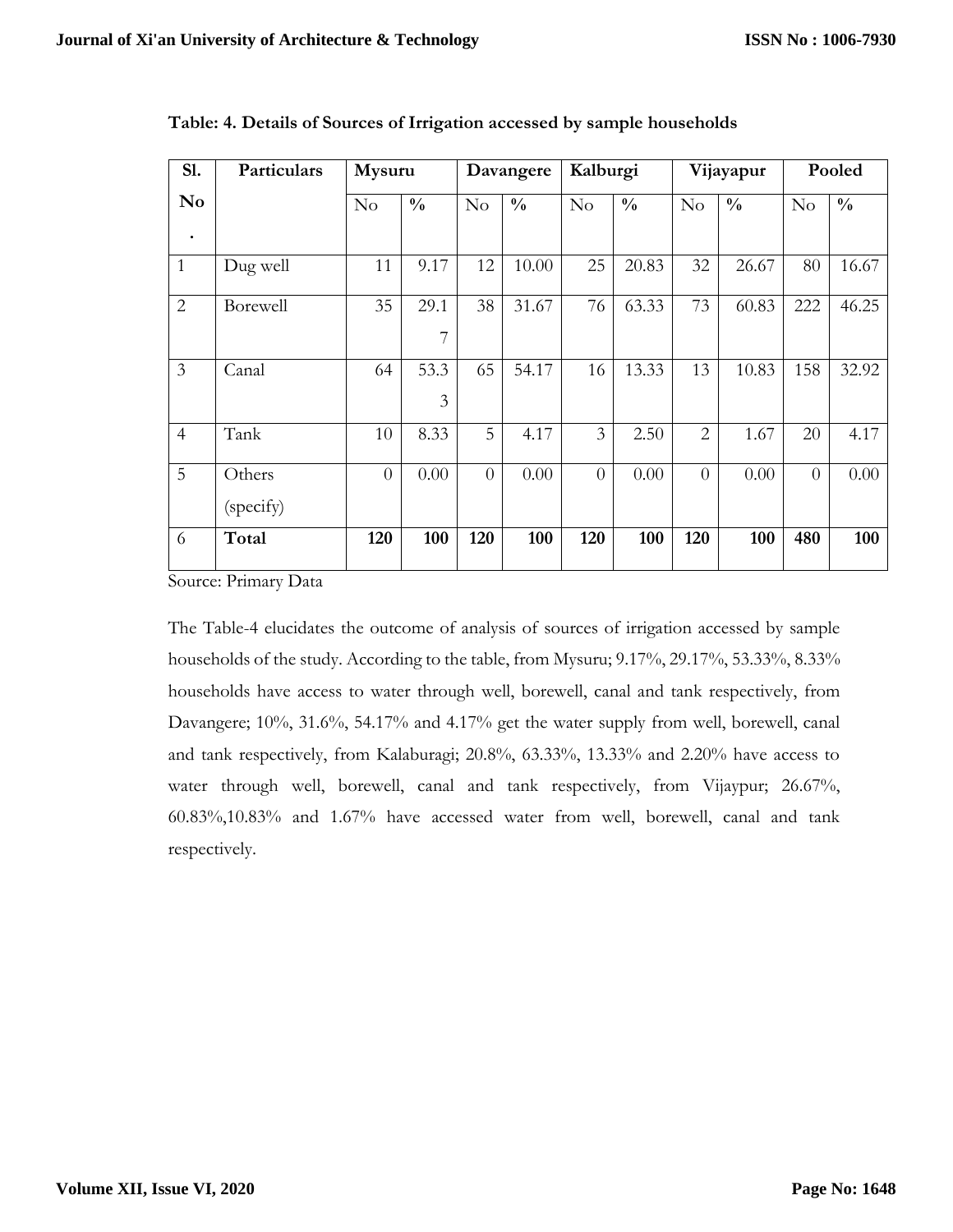**Table: 4. Details of Sources of Irrigation accessed by sample households**

| Sl. No. | Particulars | Mysuru | | Davangere | | Kalburgi | | Vijayapur | | Pooled | |
|---|---|---|---|---|---|---|---|---|---|---|---|
| | | No | % | No | % | No | % | No | % | No | % |
| 1 | Dug well | 11 | 9.17 | 12 | 10.00 | 25 | 20.83 | 32 | 26.67 | 80 | 16.67 |
| 2 | Borewell | 35 | 29.17 | 38 | 31.67 | 76 | 63.33 | 73 | 60.83 | 222 | 46.25 |
| 3 | Canal | 64 | 53.33 | 65 | 54.17 | 16 | 13.33 | 13 | 10.83 | 158 | 32.92 |
| 4 | Tank | 10 | 8.33 | 5 | 4.17 | 3 | 2.50 | 2 | 1.67 | 20 | 4.17 |
| 5 | Others (specify) | 0 | 0.00 | 0 | 0.00 | 0 | 0.00 | 0 | 0.00 | 0 | 0.00 |
| 6 | **Total** | **120** | **100** | **120** | **100** | **120** | **100** | **120** | **100** | **480** | **100** |

Source: Primary Data

The Table-4 elucidates the outcome of analysis of sources of irrigation accessed by sample households of the study. According to the table, from Mysuru; 9.17%, 29.17%, 53.33%, 8.33% households have access to water through well, borewell, canal and tank respectively, from Davangere; 10%, 31.6%, 54.17% and 4.17% get the water supply from well, borewell, canal and tank respectively, from Kalaburagi; 20.8%, 63.33%, 13.33% and 2.20% have access to water through well, borewell, canal and tank respectively, from Vijaypur; 26.67%, 60.83%,10.83% and 1.67% have accessed water from well, borewell, canal and tank respectively.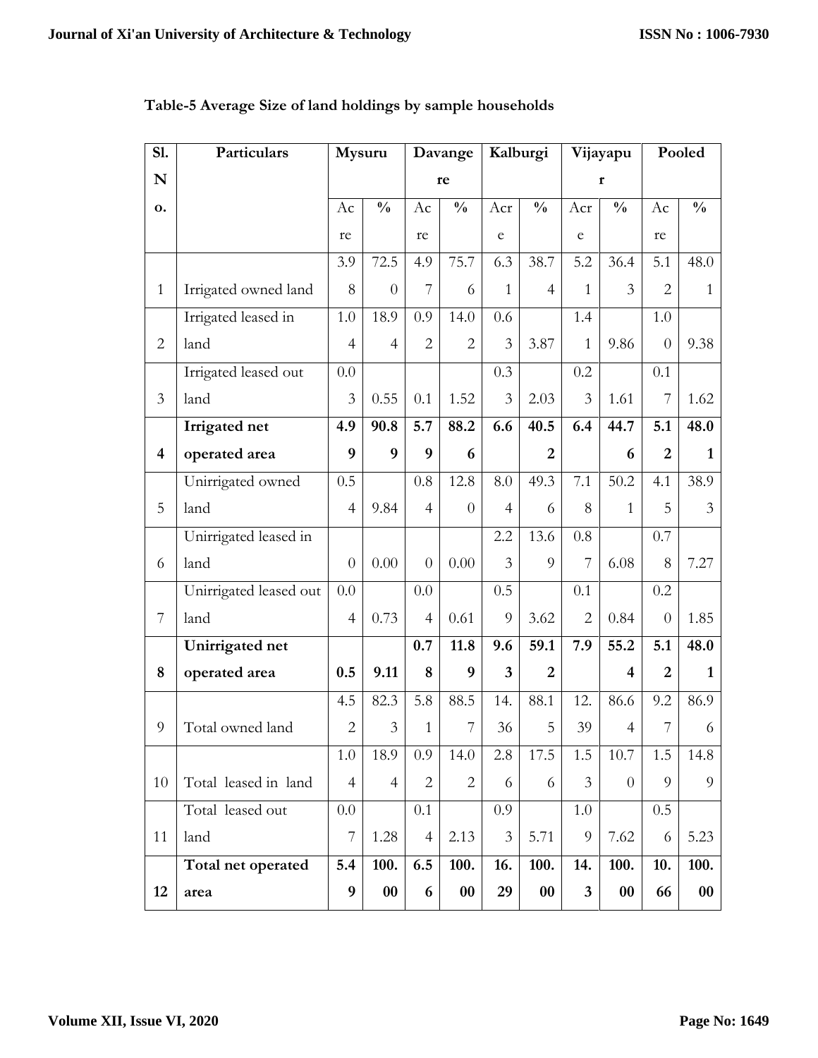**Table-5 Average Size of land holdings by sample households**

| Sl. No. | Particulars | Mysuru | | Davangere | | Kalburgi | | Vijayapur | | Pooled | |
|---|---|---|---|---|---|---|---|---|---|---|---|
| | | Acre | % | Acre | % | Acre | % | Acre | % | Acre | % |
| 1 | Irrigated owned land | 3.98 | 72.50 | 4.97 | 75.76 | 6.31 | 38.74 | 5.21 | 36.43 | 5.12 | 48.01 |
| 2 | Irrigated leased in land | 1.04 | 18.94 | 0.92 | 14.02 | 0.63 | 3.87 | 1.41 | 9.86 | 1.00 | 9.38 |
| 3 | Irrigated leased out land | 0.03 | 0.55 | 0.1 | 1.52 | 0.33 | 2.03 | 0.23 | 1.61 | 0.17 | 1.62 |
| **4** | **Irrigated net operated area** | **4.99** | **90.89** | **5.79** | **88.26** | **6.6** | **40.52** | **6.4** | **44.76** | **5.12** | **48.01** |
| 5 | Unirrigated owned land | 0.54 | 9.84 | 0.84 | 12.80 | 8.04 | 49.36 | 7.18 | 50.21 | 4.15 | 38.93 |
| 6 | Unirrigated leased in land | 0 | 0.00 | 0 | 0.00 | 2.23 | 13.69 | 0.87 | 6.08 | 0.78 | 7.27 |
| 7 | Unirrigated leased out land | 0.04 | 0.73 | 0.04 | 0.61 | 0.59 | 3.62 | 0.12 | 0.84 | 0.20 | 1.85 |
| **8** | **Unirrigated net operated area** | **0.5** | **9.11** | **0.78** | **11.89** | **9.63** | **59.12** | **7.9** | **55.24** | **5.12** | **48.01** |
| 9 | Total owned land | 4.52 | 82.33 | 5.81 | 88.57 | 14.36 | 88.15 | 12.39 | 86.64 | 9.27 | 86.96 |
| 10 | Total leased in land | 1.04 | 18.94 | 0.92 | 14.02 | 2.86 | 17.56 | 1.53 | 10.70 | 1.59 | 14.89 |
| 11 | Total leased out land | 0.07 | 1.28 | 0.14 | 2.13 | 0.93 | 5.71 | 1.09 | 7.62 | 0.56 | 5.23 |
| **12** | **Total net operated area** | **5.49** | **100.00** | **6.56** | **100.00** | **16.29** | **100.00** | **14.3** | **100.00** | **10.66** | **100.00** |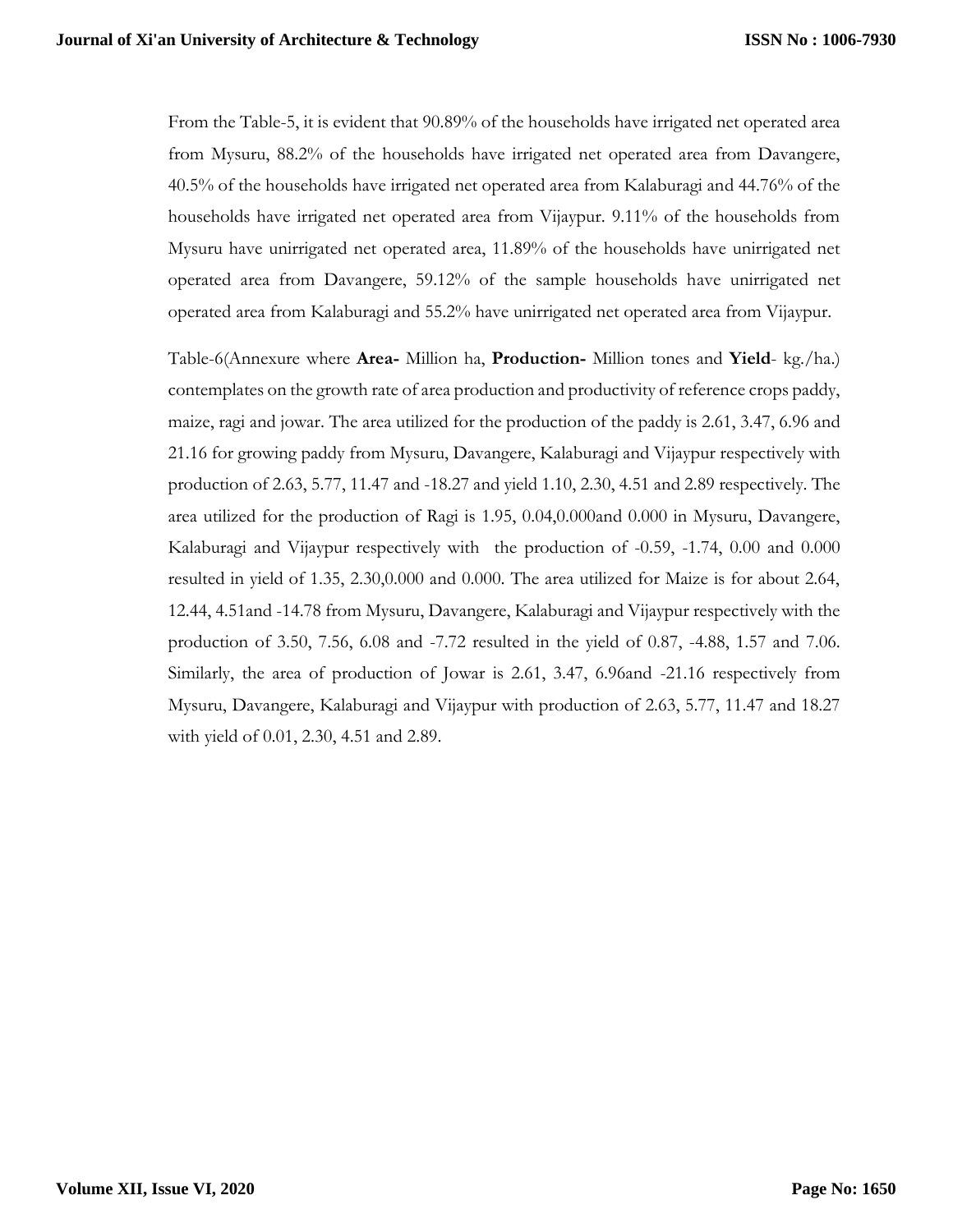From the Table-5, it is evident that 90.89% of the households have irrigated net operated area from Mysuru, 88.2% of the households have irrigated net operated area from Davangere, 40.5% of the households have irrigated net operated area from Kalaburagi and 44.76% of the households have irrigated net operated area from Vijaypur. 9.11% of the households from Mysuru have unirrigated net operated area, 11.89% of the households have unirrigated net operated area from Davangere, 59.12% of the sample households have unirrigated net operated area from Kalaburagi and 55.2% have unirrigated net operated area from Vijaypur.

Table-6(Annexure where **Area-** Million ha, **Production-** Million tones and **Yield**- kg./ha.) contemplates on the growth rate of area production and productivity of reference crops paddy, maize, ragi and jowar. The area utilized for the production of the paddy is 2.61, 3.47, 6.96 and 21.16 for growing paddy from Mysuru, Davangere, Kalaburagi and Vijaypur respectively with production of 2.63, 5.77, 11.47 and -18.27 and yield 1.10, 2.30, 4.51 and 2.89 respectively. The area utilized for the production of Ragi is 1.95, 0.04,0.000and 0.000 in Mysuru, Davangere, Kalaburagi and Vijaypur respectively with the production of -0.59, -1.74, 0.00 and 0.000 resulted in yield of 1.35, 2.30,0.000 and 0.000. The area utilized for Maize is for about 2.64, 12.44, 4.51and -14.78 from Mysuru, Davangere, Kalaburagi and Vijaypur respectively with the production of 3.50, 7.56, 6.08 and -7.72 resulted in the yield of 0.87, -4.88, 1.57 and 7.06. Similarly, the area of production of Jowar is 2.61, 3.47, 6.96and -21.16 respectively from Mysuru, Davangere, Kalaburagi and Vijaypur with production of 2.63, 5.77, 11.47 and 18.27 with yield of 0.01, 2.30, 4.51 and 2.89.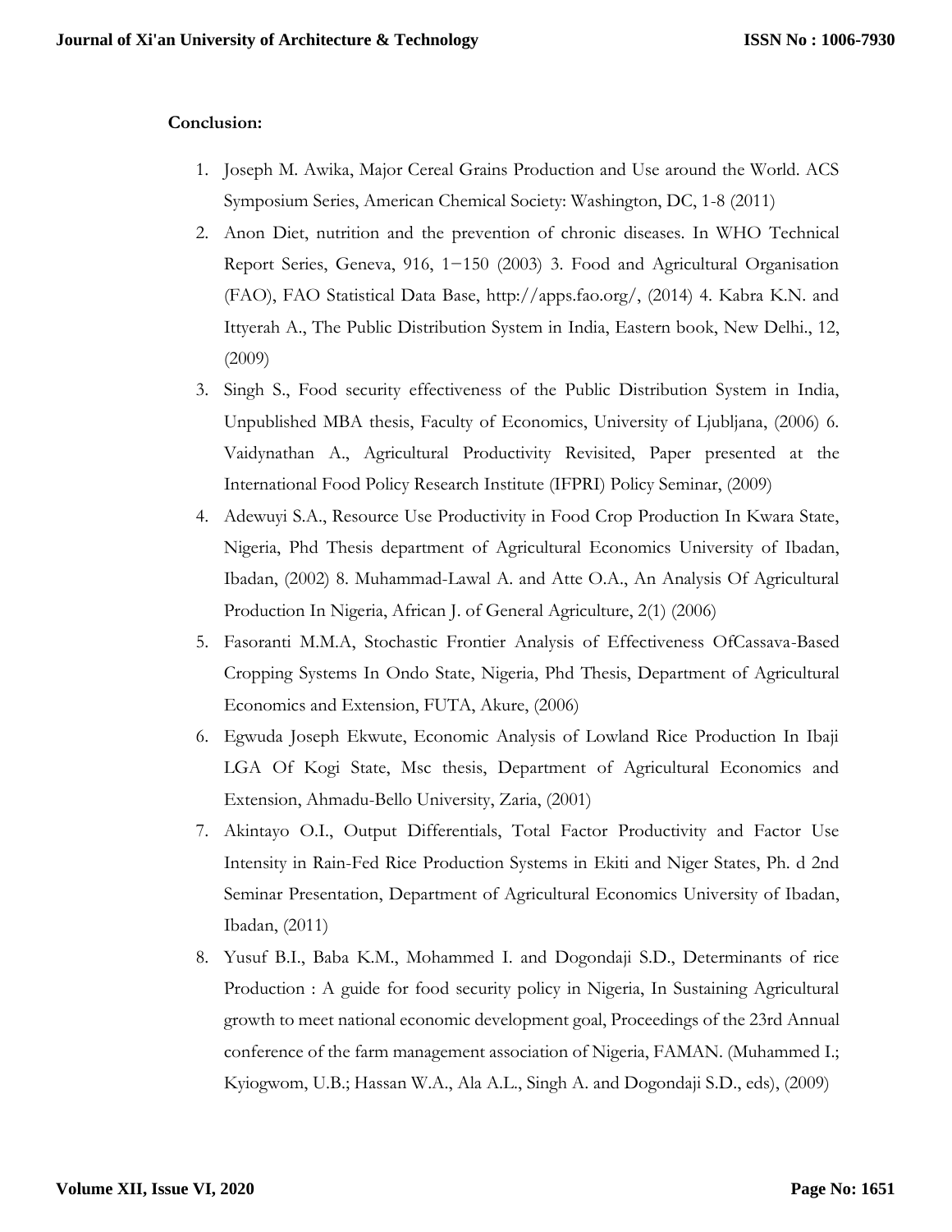**Conclusion:**

1. Joseph M. Awika, Major Cereal Grains Production and Use around the World. ACS Symposium Series, American Chemical Society: Washington, DC, 1-8 (2011)
2. Anon Diet, nutrition and the prevention of chronic diseases. In WHO Technical Report Series, Geneva, 916, 1−150 (2003) 3. Food and Agricultural Organisation (FAO), FAO Statistical Data Base, http://apps.fao.org/, (2014) 4. Kabra K.N. and Ittyerah A., The Public Distribution System in India, Eastern book, New Delhi., 12, (2009)
3. Singh S., Food security effectiveness of the Public Distribution System in India, Unpublished MBA thesis, Faculty of Economics, University of Ljubljana, (2006) 6. Vaidynathan A., Agricultural Productivity Revisited, Paper presented at the International Food Policy Research Institute (IFPRI) Policy Seminar, (2009)
4. Adewuyi S.A., Resource Use Productivity in Food Crop Production In Kwara State, Nigeria, Phd Thesis department of Agricultural Economics University of Ibadan, Ibadan, (2002) 8. Muhammad-Lawal A. and Atte O.A., An Analysis Of Agricultural Production In Nigeria, African J. of General Agriculture, 2(1) (2006)
5. Fasoranti M.M.A, Stochastic Frontier Analysis of Effectiveness OfCassava-Based Cropping Systems In Ondo State, Nigeria, Phd Thesis, Department of Agricultural Economics and Extension, FUTA, Akure, (2006)
6. Egwuda Joseph Ekwute, Economic Analysis of Lowland Rice Production In Ibaji LGA Of Kogi State, Msc thesis, Department of Agricultural Economics and Extension, Ahmadu-Bello University, Zaria, (2001)
7. Akintayo O.I., Output Differentials, Total Factor Productivity and Factor Use Intensity in Rain-Fed Rice Production Systems in Ekiti and Niger States, Ph. d 2nd Seminar Presentation, Department of Agricultural Economics University of Ibadan, Ibadan, (2011)
8. Yusuf B.I., Baba K.M., Mohammed I. and Dogondaji S.D., Determinants of rice Production : A guide for food security policy in Nigeria, In Sustaining Agricultural growth to meet national economic development goal, Proceedings of the 23rd Annual conference of the farm management association of Nigeria, FAMAN. (Muhammed I.; Kyiogwom, U.B.; Hassan W.A., Ala A.L., Singh A. and Dogondaji S.D., eds), (2009)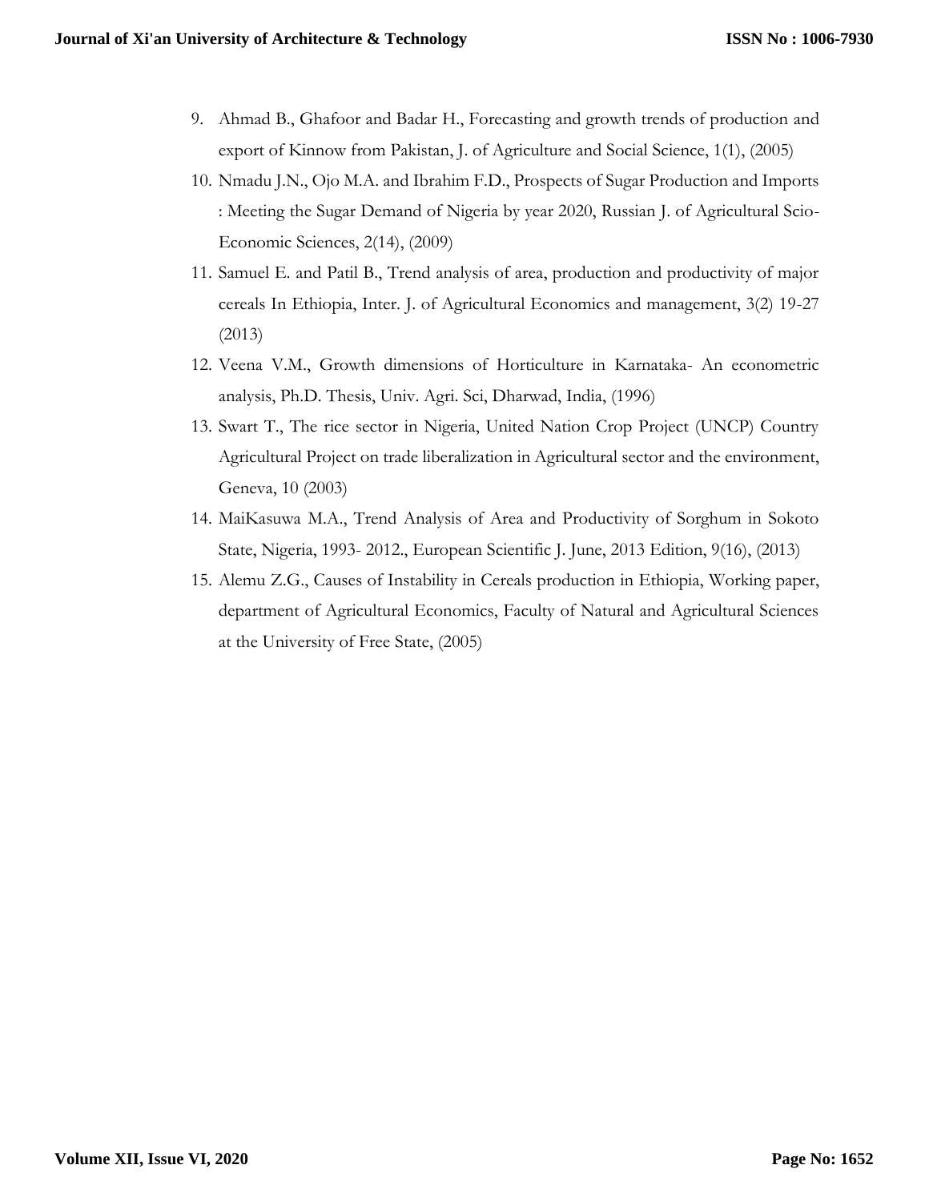9. Ahmad B., Ghafoor and Badar H., Forecasting and growth trends of production and export of Kinnow from Pakistan, J. of Agriculture and Social Science, 1(1), (2005)
10. Nmadu J.N., Ojo M.A. and Ibrahim F.D., Prospects of Sugar Production and Imports : Meeting the Sugar Demand of Nigeria by year 2020, Russian J. of Agricultural Scio-Economic Sciences, 2(14), (2009)
11. Samuel E. and Patil B., Trend analysis of area, production and productivity of major cereals In Ethiopia, Inter. J. of Agricultural Economics and management, 3(2) 19-27 (2013)
12. Veena V.M., Growth dimensions of Horticulture in Karnataka- An econometric analysis, Ph.D. Thesis, Univ. Agri. Sci, Dharwad, India, (1996)
13. Swart T., The rice sector in Nigeria, United Nation Crop Project (UNCP) Country Agricultural Project on trade liberalization in Agricultural sector and the environment, Geneva, 10 (2003)
14. MaiKasuwa M.A., Trend Analysis of Area and Productivity of Sorghum in Sokoto State, Nigeria, 1993- 2012., European Scientific J. June, 2013 Edition, 9(16), (2013)
15. Alemu Z.G., Causes of Instability in Cereals production in Ethiopia, Working paper, department of Agricultural Economics, Faculty of Natural and Agricultural Sciences at the University of Free State, (2005)